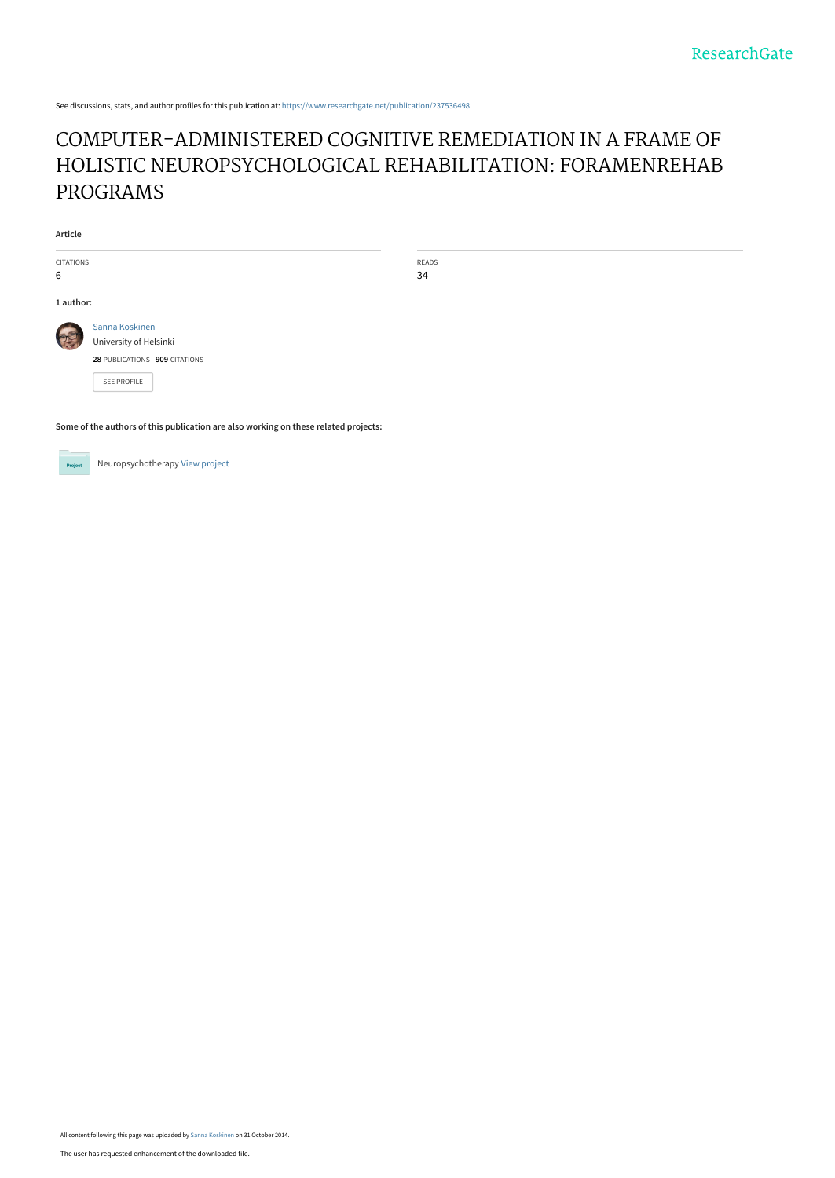See discussions, stats, and author profiles for this publication at: https://www.researchgate.net/publication/237536498

# COMPUTER-ADMINISTERED COGNITIVE REMEDIATION IN A FRAME OF HOLISTIC NEUROPSYCHOLOGICAL REHABILITATION: FORAMENREHAB PROGRAMS

Article

CITATIONS
6

READS
34

1 author:

Sanna Koskinen
University of Helsinki
**28** PUBLICATIONS **909** CITATIONS

SEE PROFILE

**Some of the authors of this publication are also working on these related projects:**

Neuropsychotherapy View project

All content following this page was uploaded by Sanna Koskinen on 31 October 2014.

The user has requested enhancement of the downloaded file.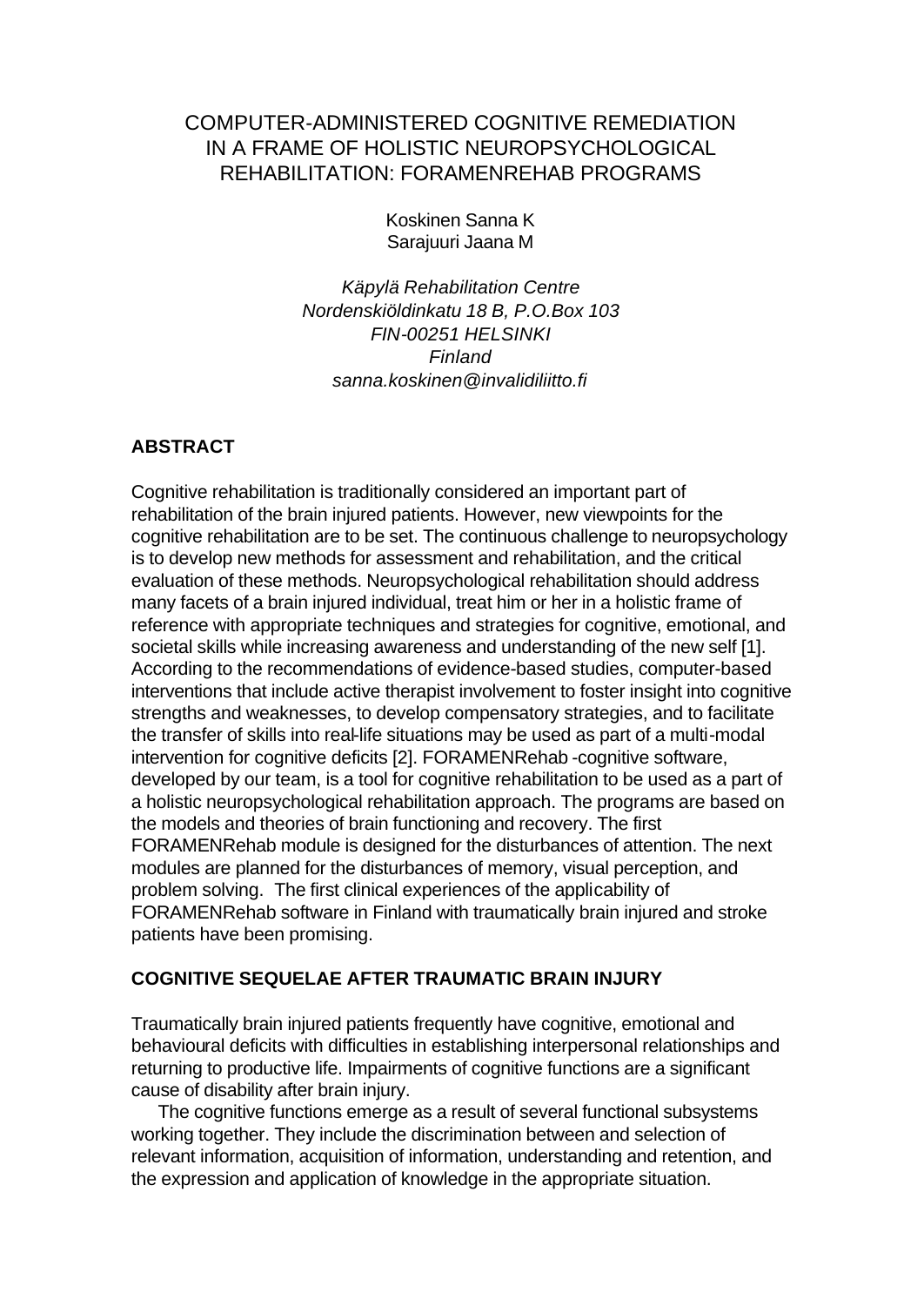# COMPUTER-ADMINISTERED COGNITIVE REMEDIATION IN A FRAME OF HOLISTIC NEUROPSYCHOLOGICAL REHABILITATION: FORAMENREHAB PROGRAMS

Koskinen Sanna K
Sarajuuri Jaana M

*Käpylä Rehabilitation Centre*
*Nordenskiöldinkatu 18 B, P.O.Box 103*
*FIN-00251 HELSINKI*
*Finland*
*sanna.koskinen@invalidiliitto.fi*

## ABSTRACT

Cognitive rehabilitation is traditionally considered an important part of rehabilitation of the brain injured patients. However, new viewpoints for the cognitive rehabilitation are to be set. The continuous challenge to neuropsychology is to develop new methods for assessment and rehabilitation, and the critical evaluation of these methods. Neuropsychological rehabilitation should address many facets of a brain injured individual, treat him or her in a holistic frame of reference with appropriate techniques and strategies for cognitive, emotional, and societal skills while increasing awareness and understanding of the new self [1]. According to the recommendations of evidence-based studies, computer-based interventions that include active therapist involvement to foster insight into cognitive strengths and weaknesses, to develop compensatory strategies, and to facilitate the transfer of skills into real-life situations may be used as part of a multi-modal intervention for cognitive deficits [2]. FORAMENRehab -cognitive software, developed by our team, is a tool for cognitive rehabilitation to be used as a part of a holistic neuropsychological rehabilitation approach. The programs are based on the models and theories of brain functioning and recovery. The first FORAMENRehab module is designed for the disturbances of attention. The next modules are planned for the disturbances of memory, visual perception, and problem solving. The first clinical experiences of the applicability of FORAMENRehab software in Finland with traumatically brain injured and stroke patients have been promising.

## COGNITIVE SEQUELAE AFTER TRAUMATIC BRAIN INJURY

Traumatically brain injured patients frequently have cognitive, emotional and behavioural deficits with difficulties in establishing interpersonal relationships and returning to productive life. Impairments of cognitive functions are a significant cause of disability after brain injury.

The cognitive functions emerge as a result of several functional subsystems working together. They include the discrimination between and selection of relevant information, acquisition of information, understanding and retention, and the expression and application of knowledge in the appropriate situation.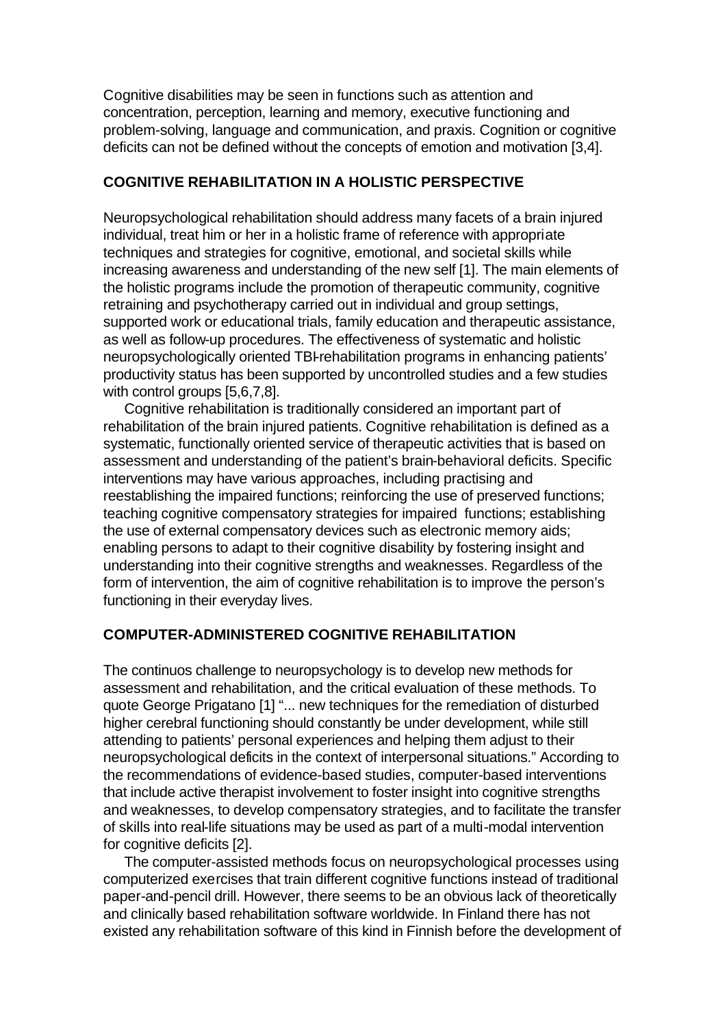Cognitive disabilities may be seen in functions such as attention and concentration, perception, learning and memory, executive functioning and problem-solving, language and communication, and praxis. Cognition or cognitive deficits can not be defined without the concepts of emotion and motivation [3,4].

## COGNITIVE REHABILITATION IN A HOLISTIC PERSPECTIVE

Neuropsychological rehabilitation should address many facets of a brain injured individual, treat him or her in a holistic frame of reference with appropriate techniques and strategies for cognitive, emotional, and societal skills while increasing awareness and understanding of the new self [1]. The main elements of the holistic programs include the promotion of therapeutic community, cognitive retraining and psychotherapy carried out in individual and group settings, supported work or educational trials, family education and therapeutic assistance, as well as follow-up procedures. The effectiveness of systematic and holistic neuropsychologically oriented TBI-rehabilitation programs in enhancing patients' productivity status has been supported by uncontrolled studies and a few studies with control groups [5,6,7,8].

Cognitive rehabilitation is traditionally considered an important part of rehabilitation of the brain injured patients. Cognitive rehabilitation is defined as a systematic, functionally oriented service of therapeutic activities that is based on assessment and understanding of the patient's brain-behavioral deficits. Specific interventions may have various approaches, including practising and reestablishing the impaired functions; reinforcing the use of preserved functions; teaching cognitive compensatory strategies for impaired functions; establishing the use of external compensatory devices such as electronic memory aids; enabling persons to adapt to their cognitive disability by fostering insight and understanding into their cognitive strengths and weaknesses. Regardless of the form of intervention, the aim of cognitive rehabilitation is to improve the person's functioning in their everyday lives.

## COMPUTER-ADMINISTERED COGNITIVE REHABILITATION

The continuos challenge to neuropsychology is to develop new methods for assessment and rehabilitation, and the critical evaluation of these methods. To quote George Prigatano [1] "... new techniques for the remediation of disturbed higher cerebral functioning should constantly be under development, while still attending to patients' personal experiences and helping them adjust to their neuropsychological deficits in the context of interpersonal situations." According to the recommendations of evidence-based studies, computer-based interventions that include active therapist involvement to foster insight into cognitive strengths and weaknesses, to develop compensatory strategies, and to facilitate the transfer of skills into real-life situations may be used as part of a multi-modal intervention for cognitive deficits [2].

The computer-assisted methods focus on neuropsychological processes using computerized exercises that train different cognitive functions instead of traditional paper-and-pencil drill. However, there seems to be an obvious lack of theoretically and clinically based rehabilitation software worldwide. In Finland there has not existed any rehabilitation software of this kind in Finnish before the development of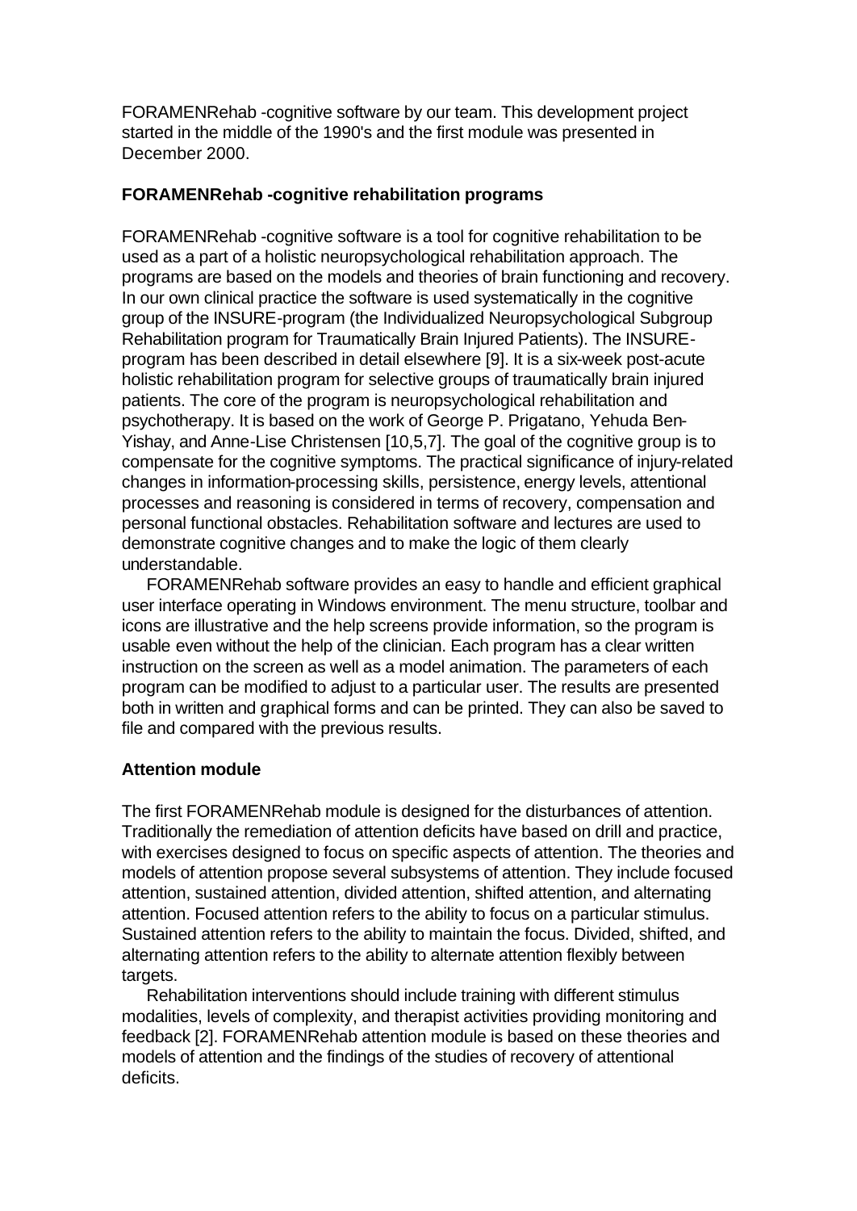FORAMENRehab -cognitive software by our team. This development project started in the middle of the 1990's and the first module was presented in December 2000.

## FORAMENRehab -cognitive rehabilitation programs

FORAMENRehab -cognitive software is a tool for cognitive rehabilitation to be used as a part of a holistic neuropsychological rehabilitation approach. The programs are based on the models and theories of brain functioning and recovery. In our own clinical practice the software is used systematically in the cognitive group of the INSURE-program (the Individualized Neuropsychological Subgroup Rehabilitation program for Traumatically Brain Injured Patients). The INSURE-program has been described in detail elsewhere [9]. It is a six-week post-acute holistic rehabilitation program for selective groups of traumatically brain injured patients. The core of the program is neuropsychological rehabilitation and psychotherapy. It is based on the work of George P. Prigatano, Yehuda Ben-Yishay, and Anne-Lise Christensen [10,5,7]. The goal of the cognitive group is to compensate for the cognitive symptoms. The practical significance of injury-related changes in information-processing skills, persistence, energy levels, attentional processes and reasoning is considered in terms of recovery, compensation and personal functional obstacles. Rehabilitation software and lectures are used to demonstrate cognitive changes and to make the logic of them clearly understandable.

FORAMENRehab software provides an easy to handle and efficient graphical user interface operating in Windows environment. The menu structure, toolbar and icons are illustrative and the help screens provide information, so the program is usable even without the help of the clinician. Each program has a clear written instruction on the screen as well as a model animation. The parameters of each program can be modified to adjust to a particular user. The results are presented both in written and graphical forms and can be printed. They can also be saved to file and compared with the previous results.

## Attention module

The first FORAMENRehab module is designed for the disturbances of attention. Traditionally the remediation of attention deficits have based on drill and practice, with exercises designed to focus on specific aspects of attention. The theories and models of attention propose several subsystems of attention. They include focused attention, sustained attention, divided attention, shifted attention, and alternating attention. Focused attention refers to the ability to focus on a particular stimulus. Sustained attention refers to the ability to maintain the focus. Divided, shifted, and alternating attention refers to the ability to alternate attention flexibly between targets.

Rehabilitation interventions should include training with different stimulus modalities, levels of complexity, and therapist activities providing monitoring and feedback [2]. FORAMENRehab attention module is based on these theories and models of attention and the findings of the studies of recovery of attentional deficits.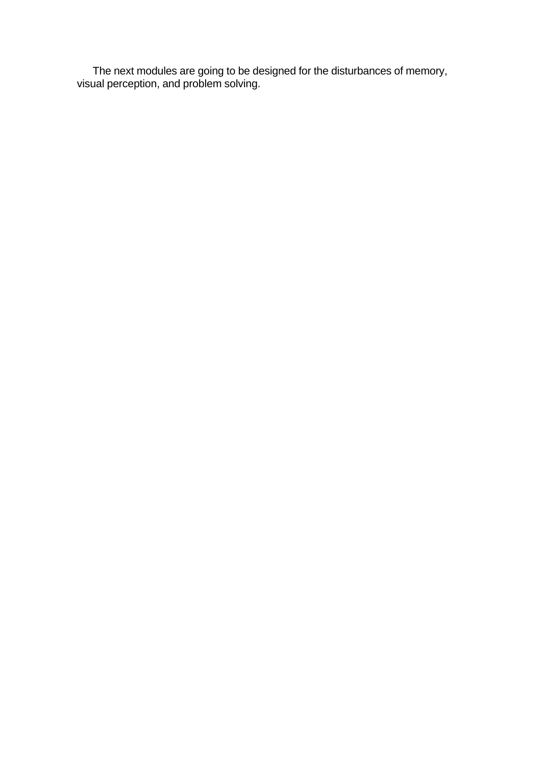The next modules are going to be designed for the disturbances of memory, visual perception, and problem solving.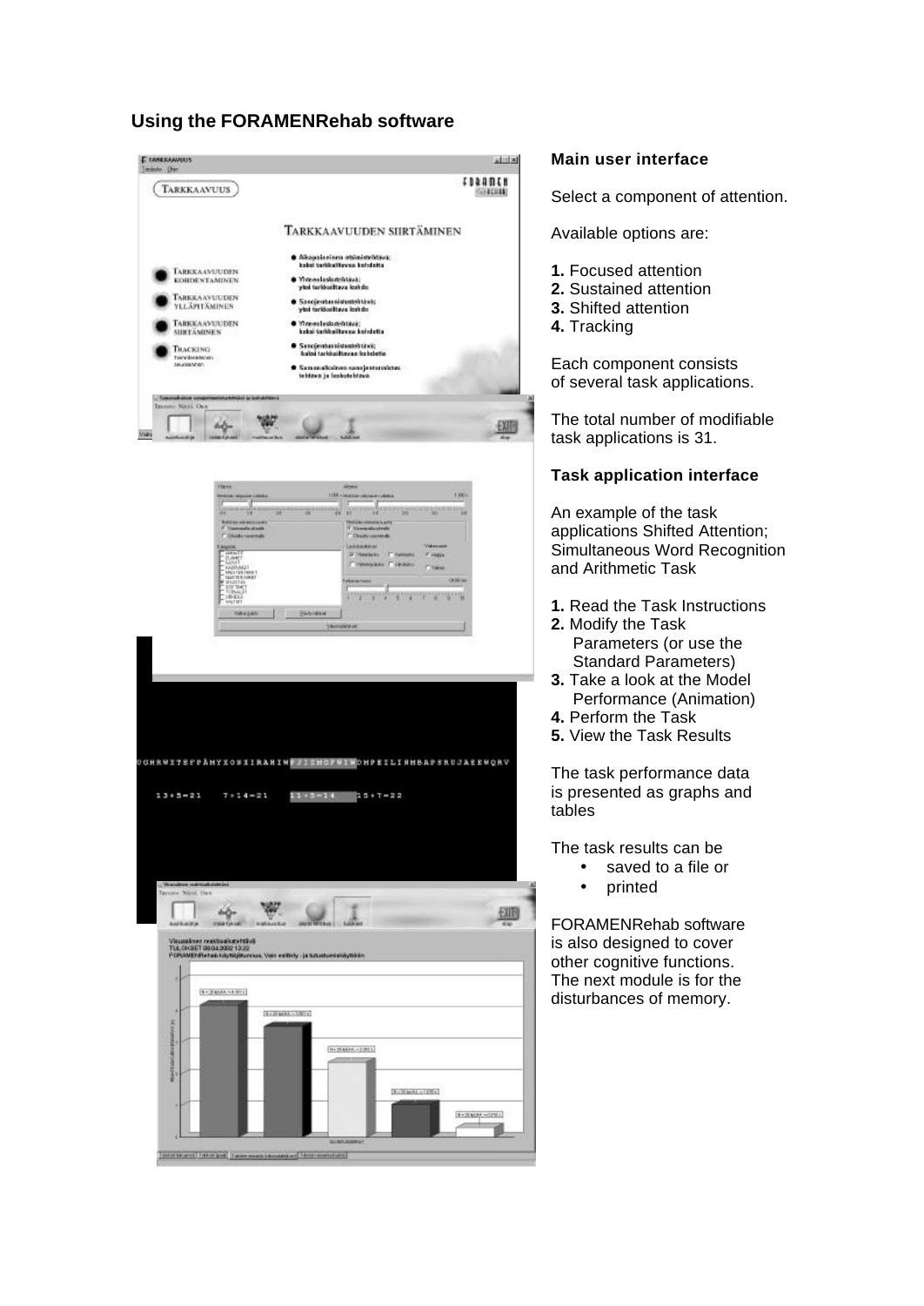## Using the FORAMENRehab software

### Main user interface

Select a component of attention.

Available options are:

**1.** Focused attention
**2.** Sustained attention
**3.** Shifted attention
**4.** Tracking

Each component consists of several task applications.

The total number of modifiable task applications is 31.

### Task application interface

An example of the task applications Shifted Attention; Simultaneous Word Recognition and Arithmetic Task

**1.** Read the Task Instructions
**2.** Modify the Task Parameters (or use the Standard Parameters)
**3.** Take a look at the Model Performance (Animation)
**4.** Perform the Task
**5.** View the Task Results

The task performance data is presented as graphs and tables

The task results can be

- saved to a file or
- printed

FORAMENRehab software is also designed to cover other cognitive functions. The next module is for the disturbances of memory.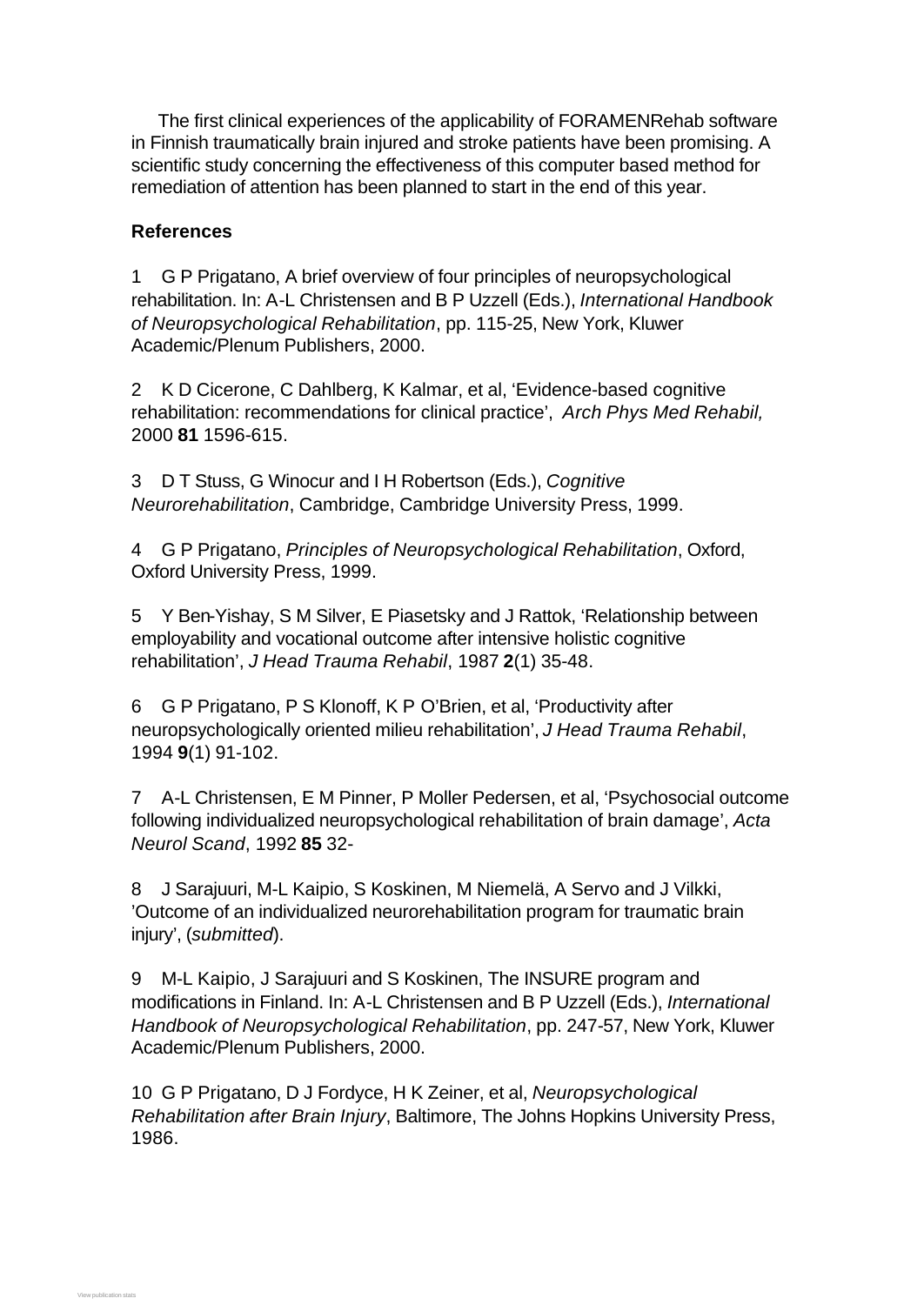The first clinical experiences of the applicability of FORAMENRehab software in Finnish traumatically brain injured and stroke patients have been promising. A scientific study concerning the effectiveness of this computer based method for remediation of attention has been planned to start in the end of this year.

**References**

1 G P Prigatano, A brief overview of four principles of neuropsychological rehabilitation. In: A-L Christensen and B P Uzzell (Eds.), *International Handbook of Neuropsychological Rehabilitation*, pp. 115-25, New York, Kluwer Academic/Plenum Publishers, 2000.

2 K D Cicerone, C Dahlberg, K Kalmar, et al, 'Evidence-based cognitive rehabilitation: recommendations for clinical practice', *Arch Phys Med Rehabil,* 2000 **81** 1596-615.

3 D T Stuss, G Winocur and I H Robertson (Eds.), *Cognitive Neurorehabilitation*, Cambridge, Cambridge University Press, 1999.

4 G P Prigatano, *Principles of Neuropsychological Rehabilitation*, Oxford, Oxford University Press, 1999.

5 Y Ben-Yishay, S M Silver, E Piasetsky and J Rattok, 'Relationship between employability and vocational outcome after intensive holistic cognitive rehabilitation', *J Head Trauma Rehabil*, 1987 **2**(1) 35-48.

6 G P Prigatano, P S Klonoff, K P O'Brien, et al, 'Productivity after neuropsychologically oriented milieu rehabilitation', *J Head Trauma Rehabil*, 1994 **9**(1) 91-102.

7 A-L Christensen, E M Pinner, P Moller Pedersen, et al, 'Psychosocial outcome following individualized neuropsychological rehabilitation of brain damage', *Acta Neurol Scand*, 1992 **85** 32-

8 J Sarajuuri, M-L Kaipio, S Koskinen, M Niemelä, A Servo and J Vilkki, 'Outcome of an individualized neurorehabilitation program for traumatic brain injury', (*submitted*).

9 M-L Kaipio, J Sarajuuri and S Koskinen, The INSURE program and modifications in Finland. In: A-L Christensen and B P Uzzell (Eds.), *International Handbook of Neuropsychological Rehabilitation*, pp. 247-57, New York, Kluwer Academic/Plenum Publishers, 2000.

10 G P Prigatano, D J Fordyce, H K Zeiner, et al, *Neuropsychological Rehabilitation after Brain Injury*, Baltimore, The Johns Hopkins University Press, 1986.